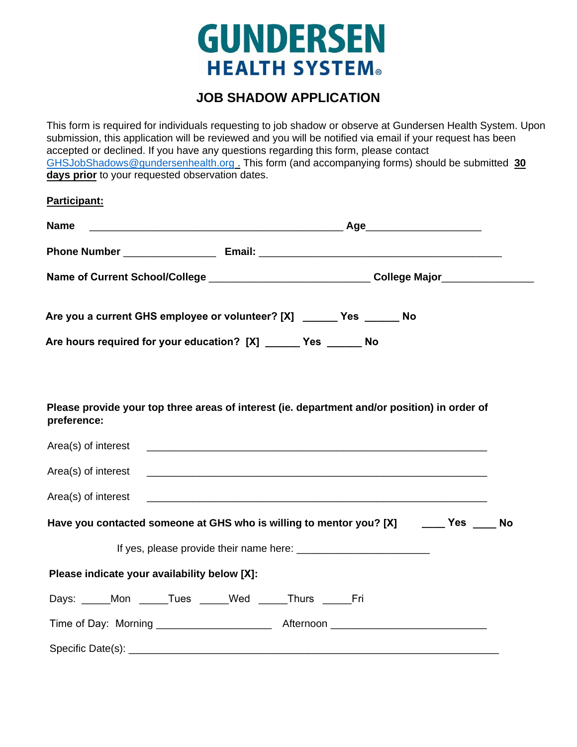# GUNDERSEN HEALTH SYSTEM®

## JOB SHADOW APPLICATION

This form is required for individuals requesting to job shadow or observe at Gundersen Health System. Upon submission, this application will be reviewed and you will be notified via email if your request has been accepted or declined. If you have any questions regarding this form, please contact GHSJobShadows@gundersenhealth.org . This form (and accompanying forms) should be submitted **30 days prior** to your requested observation dates.

**Participant:**

**Name** _____________________________________________ **Age**___________________

**Phone Number** ________________ **Email:** ___________________________________________

**Name of Current School/College** ____________________________ **College Major**________________

**Are you a current GHS employee or volunteer? [X] ______ Yes ______ No**

**Are hours required for your education? [X] ______ Yes ______ No**

**Please provide your top three areas of interest (ie. department and/or position) in order of preference:**

Area(s) of interest ____________________________________________________________

Area(s) of interest ____________________________________________________________

Area(s) of interest ____________________________________________________________

**Have you contacted someone at GHS who is willing to mentor you? [X] ____ Yes ____ No**

If yes, please provide their name here: _______________________

**Please indicate your availability below [X]:**

Days: _____Mon _____Tues _____Wed _____Thurs _____Fri

Time of Day: Morning ____________________ Afternoon ___________________________

Specific Date(s): _________________________________________________________________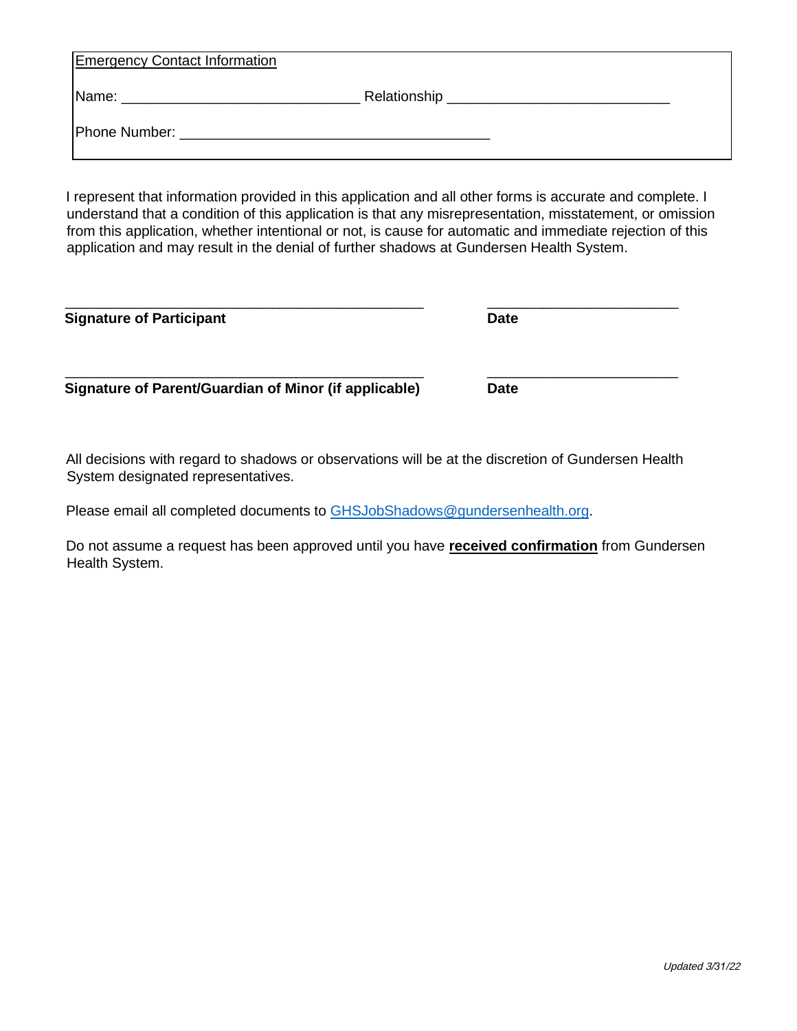Emergency Contact Information

Name: ______________________________ Relationship ___________________________

Phone Number: _______________________________________

I represent that information provided in this application and all other forms is accurate and complete. I understand that a condition of this application is that any misrepresentation, misstatement, or omission from this application, whether intentional or not, is cause for automatic and immediate rejection of this application and may result in the denial of further shadows at Gundersen Health System.

_____________________________________________ ________________________

**Signature of Participant** **Date**

_____________________________________________ ________________________

**Signature of Parent/Guardian of Minor (if applicable)** **Date**

All decisions with regard to shadows or observations will be at the discretion of Gundersen Health System designated representatives.

Please email all completed documents to GHSJobShadows@gundersenhealth.org.

Do not assume a request has been approved until you have **received confirmation** from Gundersen Health System.

*Updated 3/31/22*